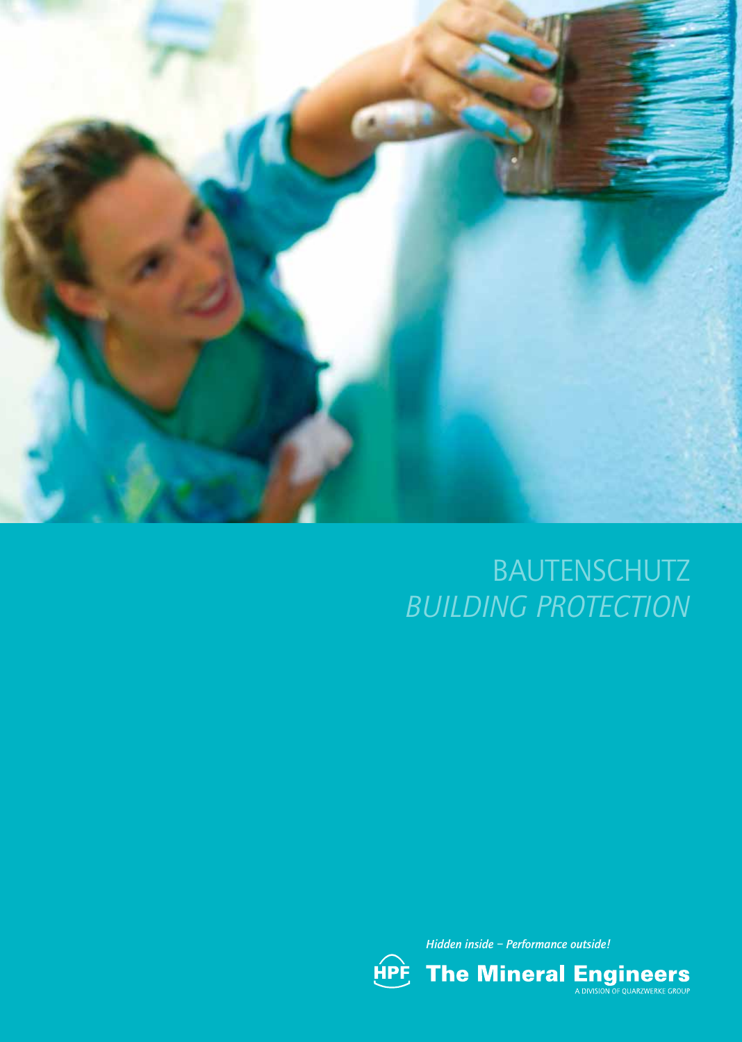# BAUTENSCHUTZ
## *BUILDING PROTECTION*

*Hidden inside – Performance outside!*

**HPF The Mineral Engineers**

A DIVISION OF QUARZWERKE GROUP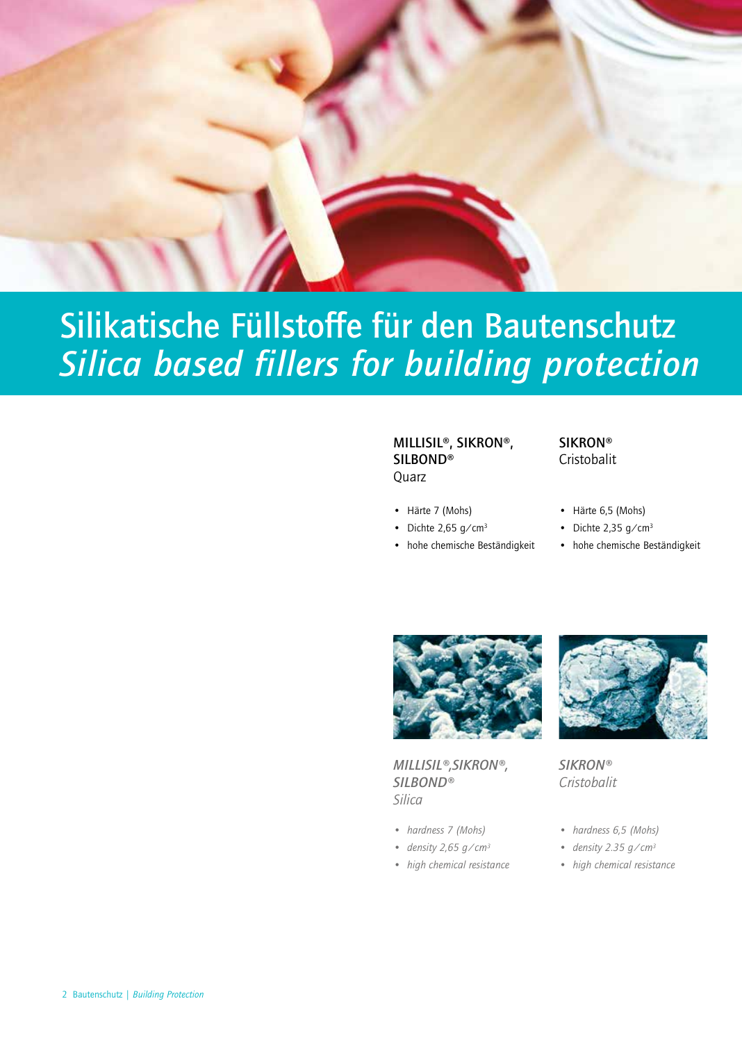# Silikatische Füllstoffe für den Bautenschutz
# *Silica based fillers for building protection*

**MILLISIL®, SIKRON®, SILBOND®**
Quarz

- Härte 7 (Mohs)
- Dichte 2,65 g/cm³
- hohe chemische Beständigkeit

**SIKRON®**
Cristobalit

- Härte 6,5 (Mohs)
- Dichte 2,35 g/cm³
- hohe chemische Beständigkeit

***MILLISIL®, SIKRON®, SILBOND®***
*Silica*

- *hardness 7 (Mohs)*
- *density 2,65 g/cm³*
- *high chemical resistance*

***SIKRON®***
*Cristobalit*

- *hardness 6,5 (Mohs)*
- *density 2.35 g/cm³*
- *high chemical resistance*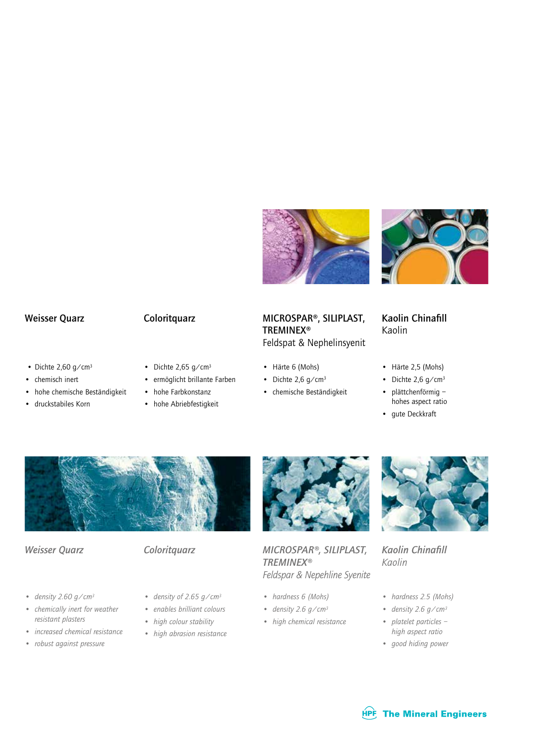## Weisser Quarz

- Dichte 2,60 g/cm³
- chemisch inert
- hohe chemische Beständigkeit
- druckstabiles Korn

## Coloritquarz

- Dichte 2,65 g/cm³
- ermöglicht brillante Farben
- hohe Farbkonstanz
- hohe Abriebfestigkeit

## MICROSPAR®, SILIPLAST, TREMINEX®
Feldspat & Nephelinsyenit

- Härte 6 (Mohs)
- Dichte 2,6 g/cm³
- chemische Beständigkeit

## Kaolin Chinafill
Kaolin

- Härte 2,5 (Mohs)
- Dichte 2,6 g/cm³
- plättchenförmig – hohes aspect ratio
- gute Deckkraft

## *Weisser Quarz*

- *density 2.60 g/cm³*
- *chemically inert for weather resistant plasters*
- *increased chemical resistance*
- *robust against pressure*

## *Coloritquarz*

- *density of 2.65 g/cm³*
- *enables brilliant colours*
- *high colour stability*
- *high abrasion resistance*

## *MICROSPAR®, SILIPLAST, TREMINEX®*
*Feldspar & Nepheline Syenite*

- *hardness 6 (Mohs)*
- *density 2.6 g/cm³*
- *high chemical resistance*

## *Kaolin Chinafill*
*Kaolin*

- *hardness 2.5 (Mohs)*
- *density 2.6 g/cm³*
- *platelet particles – high aspect ratio*
- *good hiding power*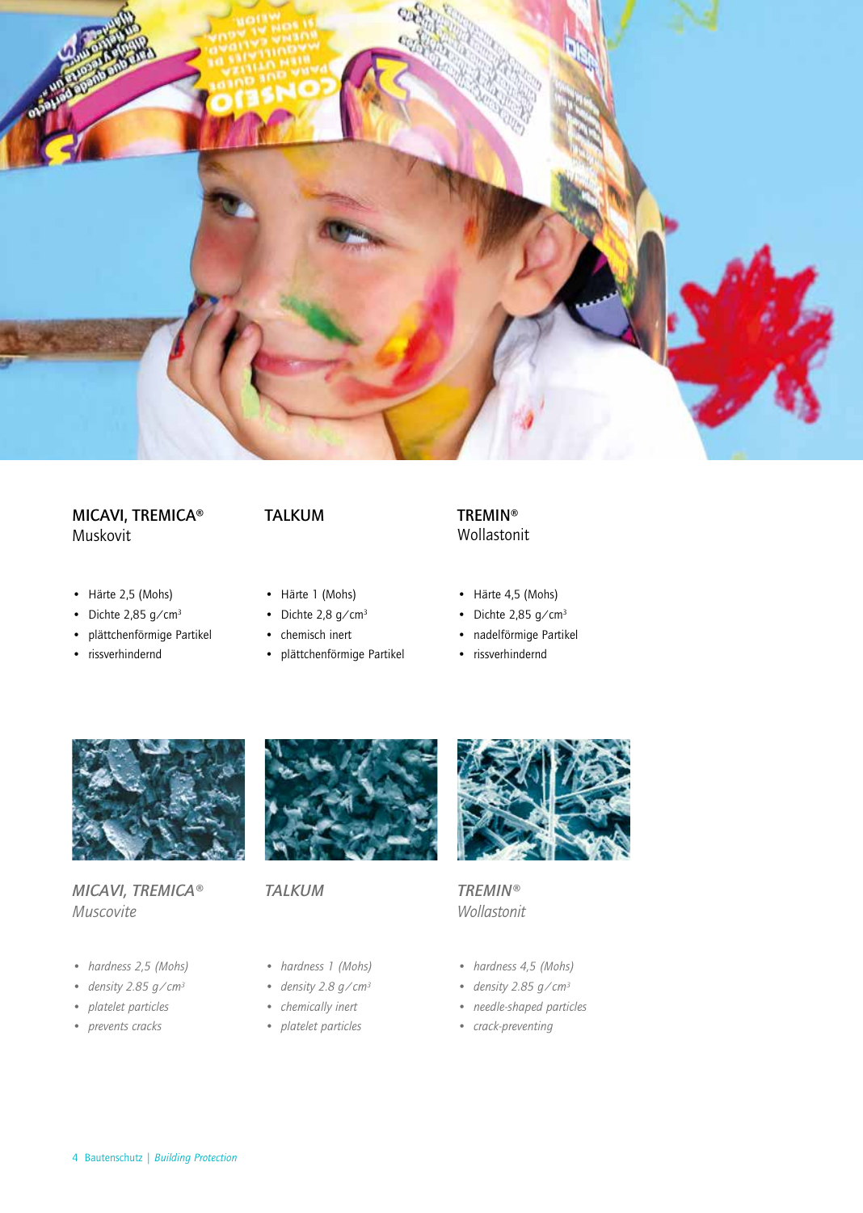### MICAVI, TREMICA®
Muskovit

- Härte 2,5 (Mohs)
- Dichte 2,85 g/cm³
- plättchenförmige Partikel
- rissverhindernd

### TALKUM

- Härte 1 (Mohs)
- Dichte 2,8 g/cm³
- chemisch inert
- plättchenförmige Partikel

### TREMIN®
Wollastonit

- Härte 4,5 (Mohs)
- Dichte 2,85 g/cm³
- nadelförmige Partikel
- rissverhindernd

### *MICAVI, TREMICA®*
*Muscovite*

- *hardness 2,5 (Mohs)*
- *density 2.85 g/cm³*
- *platelet particles*
- *prevents cracks*

### *TALKUM*

- *hardness 1 (Mohs)*
- *density 2.8 g/cm³*
- *chemically inert*
- *platelet particles*

### *TREMIN®*
*Wollastonit*

- *hardness 4,5 (Mohs)*
- *density 2.85 g/cm³*
- *needle-shaped particles*
- *crack-preventing*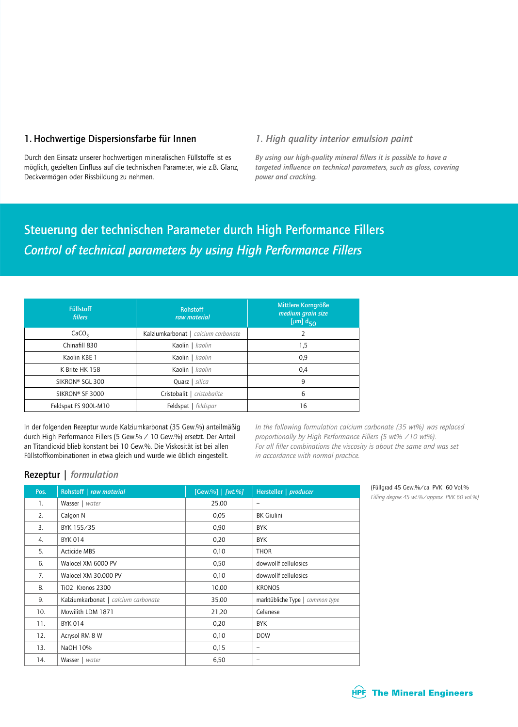## 1. Hochwertige Dispersionsfarbe für Innen

Durch den Einsatz unserer hochwertigen mineralischen Füllstoffe ist es möglich, gezielten Einfluss auf die technischen Parameter, wie z.B. Glanz, Deckvermögen oder Rissbildung zu nehmen.

## *1. High quality interior emulsion paint*

*By using our high-quality mineral fillers it is possible to have a targeted influence on technical parameters, such as gloss, covering power and cracking.*

# Steuerung der technischen Parameter durch High Performance Fillers

# *Control of technical parameters by using High Performance Fillers*

| Füllstoff *fillers* | Rohstoff *raw material* | Mittlere Korngröße *medium grain size* [µm] $d_{50}$ |
|---|---|---|
| $CaCO_3$ | Kalziumkarbonat \| *calcium carbonate* | 2 |
| Chinafill 830 | Kaolin \| *kaolin* | 1,5 |
| Kaolin KBE 1 | Kaolin \| *kaolin* | 0,9 |
| K-Brite HK 158 | Kaolin \| *kaolin* | 0,4 |
| SIKRON® SGL 300 | Quarz \| *silica* | 9 |
| SIKRON® SF 3000 | Cristobalit \| *cristobalite* | 6 |
| Feldspat FS 900L-M10 | Feldspat \| *feldspar* | 16 |

In der folgenden Rezeptur wurde Kalziumkarbonat (35 Gew.%) anteilmäßig durch High Performance Fillers (5 Gew.% / 10 Gew.%) ersetzt. Der Anteil an Titandioxid blieb konstant bei 10 Gew.%. Die Viskosität ist bei allen Füllstoffkombinationen in etwa gleich und wurde wie üblich eingestellt.

*In the following formulation calcium carbonate (35 wt%) was replaced proportionally by High Performance Fillers (5 wt% /10 wt%). For all filler combinations the viscosity is about the same and was set in accordance with normal practice.*

## Rezeptur | *formulation*

(Füllgrad 45 Gew.%/ca. PVK 60 Vol.%
*Filling degree 45 wt.%/approx. PVK 60 vol.%*)

| Pos. | Rohstoff \| *raw material* | [Gew.%] \| *[wt.%]* | Hersteller \| *producer* |
|---|---|---|---|
| 1. | Wasser \| *water* | 25,00 | – |
| 2. | Calgon N | 0,05 | BK Giulini |
| 3. | BYK 155/35 | 0,90 | BYK |
| 4. | BYK 014 | 0,20 | BYK |
| 5. | Acticide MBS | 0,10 | THOR |
| 6. | Walocel XM 6000 PV | 0,50 | dowwolff cellulosics |
| 7. | Walocel XM 30.000 PV | 0,10 | dowwolff cellulosics |
| 8. | TiO2 Kronos 2300 | 10,00 | KRONOS |
| 9. | Kalziumkarbonat \| *calcium carbonate* | 35,00 | marktübliche Type \| *common type* |
| 10. | Mowilith LDM 1871 | 21,20 | Celanese |
| 11. | BYK 014 | 0,20 | BYK |
| 12. | Acrysol RM 8 W | 0,10 | DOW |
| 13. | NaOH 10% | 0,15 | – |
| 14. | Wasser \| *water* | 6,50 | – |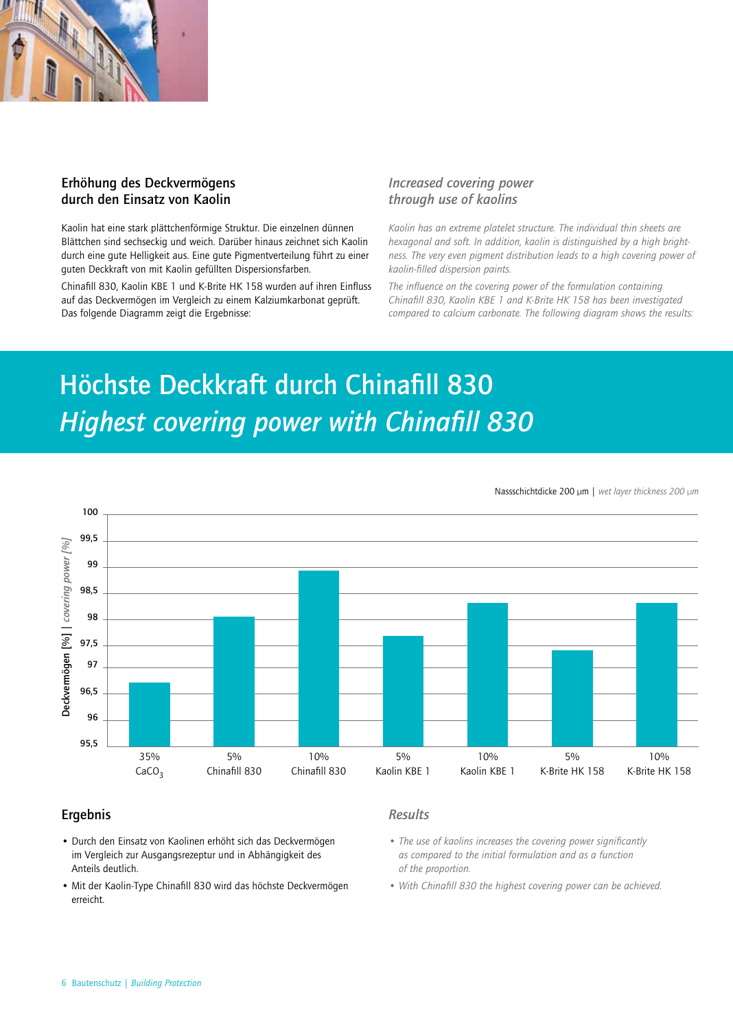## Erhöhung des Deckvermögens durch den Einsatz von Kaolin

Kaolin hat eine stark plättchenförmige Struktur. Die einzelnen dünnen Blättchen sind sechseckig und weich. Darüber hinaus zeichnet sich Kaolin durch eine gute Helligkeit aus. Eine gute Pigmentverteilung führt zu einer guten Deckkraft von mit Kaolin gefüllten Dispersionsfarben.

Chinafill 830, Kaolin KBE 1 und K-Brite HK 158 wurden auf ihren Einfluss auf das Deckvermögen im Vergleich zu einem Kalziumkarbonat geprüft. Das folgende Diagramm zeigt die Ergebnisse:

## *Increased covering power through use of kaolins*

*Kaolin has an extreme platelet structure. The individual thin sheets are hexagonal and soft. In addition, kaolin is distinguished by a high brightness. The very even pigment distribution leads to a high covering power of kaolin-filled dispersion paints.*

*The influence on the covering power of the formulation containing Chinafill 830, Kaolin KBE 1 and K-Brite HK 158 has been investigated compared to calcium carbonate. The following diagram shows the results:*

# Höchste Deckkraft durch Chinafill 830
# *Highest covering power with Chinafill 830*

Nassschichtdicke 200 µm | *wet layer thickness 200 µm*

Deckvermögen [%] | *covering power [%]*

| 35% $CaCO_3$ | 5% Chinafill 830 | 10% Chinafill 830 | 5% Kaolin KBE 1 | 10% Kaolin KBE 1 | 5% K-Brite HK 158 | 10% K-Brite HK 158 |
|---|---|---|---|---|---|---|
| ~96,7 | ~98,0 | ~98,9 | ~97,6 | ~98,3 | ~97,4 | ~98,3 |

## Ergebnis

- Durch den Einsatz von Kaolinen erhöht sich das Deckvermögen im Vergleich zur Ausgangsrezeptur und in Abhängigkeit des Anteils deutlich.
- Mit der Kaolin-Type Chinafill 830 wird das höchste Deckvermögen erreicht.

## *Results*

- *The use of kaolins increases the covering power significantly as compared to the initial formulation and as a function of the proportion.*
- *With Chinafill 830 the highest covering power can be achieved.*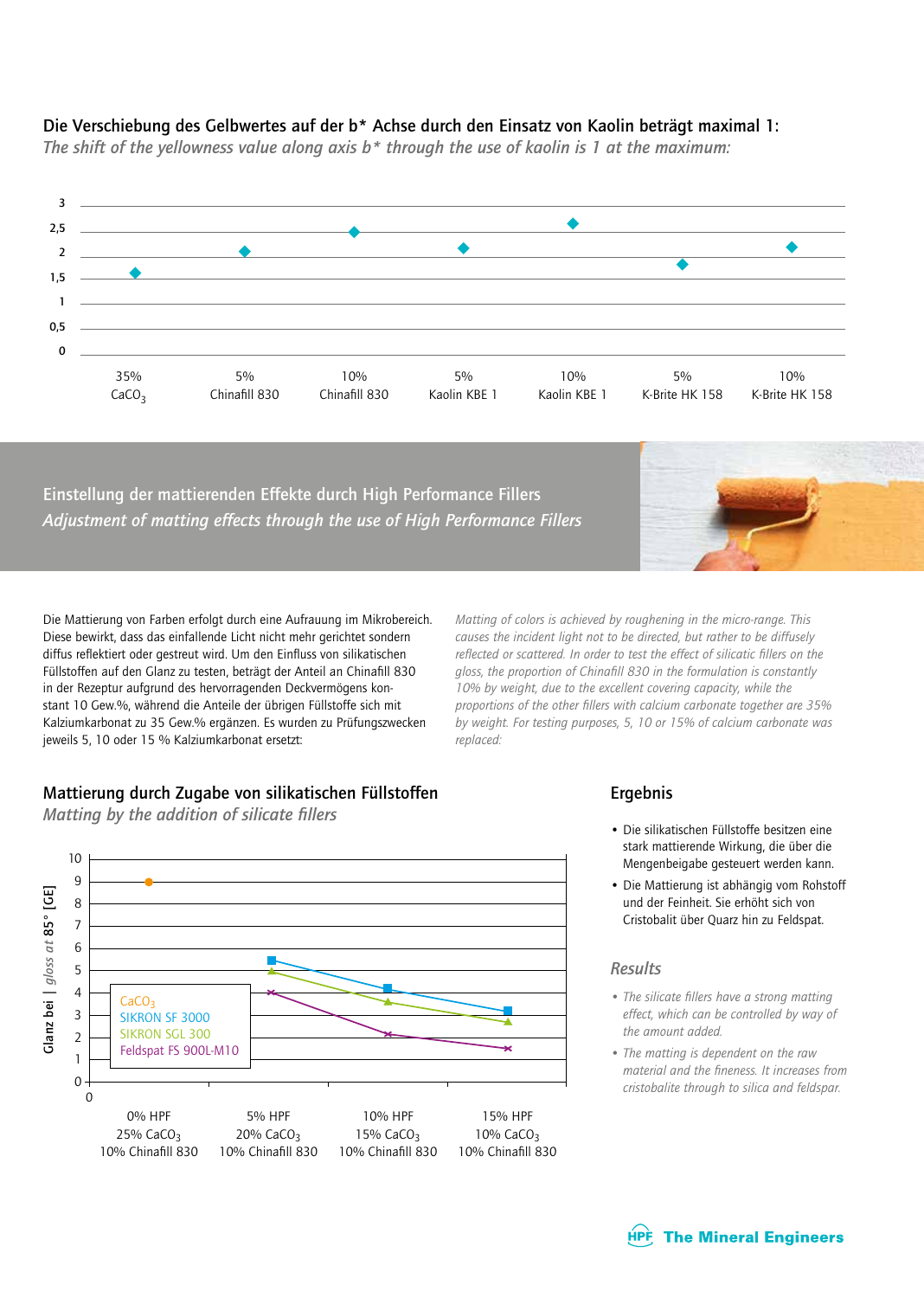**Die Verschiebung des Gelbwertes auf der b* Achse durch den Einsatz von Kaolin beträgt maximal 1:**

*The shift of the yellowness value along axis b* through the use of kaolin is 1 at the maximum:*

3
2,5
2
1,5
1
0,5
0

35% $CaCO_3$ | 5% Chinafill 830 | 10% Chinafill 830 | 5% Kaolin KBE 1 | 10% Kaolin KBE 1 | 5% K-Brite HK 158 | 10% K-Brite HK 158

## Einstellung der mattierenden Effekte durch High Performance Fillers

## *Adjustment of matting effects through the use of High Performance Fillers*

Die Mattierung von Farben erfolgt durch eine Aufrauung im Mikrobereich. Diese bewirkt, dass das einfallende Licht nicht mehr gerichtet sondern diffus reflektiert oder gestreut wird. Um den Einfluss von silikatischen Füllstoffen auf den Glanz zu testen, beträgt der Anteil an Chinafill 830 in der Rezeptur aufgrund des hervorragenden Deckvermögens konstant 10 Gew.%, während die Anteile der übrigen Füllstoffe sich mit Kalziumkarbonat zu 35 Gew.% ergänzen. Es wurden zu Prüfungszwecken jeweils 5, 10 oder 15 % Kalziumkarbonat ersetzt:

*Matting of colors is achieved by roughening in the micro-range. This causes the incident light not to be directed, but rather to be diffusely reflected or scattered. In order to test the effect of silicatic fillers on the gloss, the proportion of Chinafill 830 in the formulation is constantly 10% by weight, due to the excellent covering capacity, while the proportions of the other fillers with calcium carbonate together are 35% by weight. For testing purposes, 5, 10 or 15% of calcium carbonate was replaced:*

### Mattierung durch Zugabe von silikatischen Füllstoffen

### *Matting by the addition of silicate fillers*

Glanz bei | *gloss at* 85° [GE]

Legend: $CaCO_3$, SIKRON SF 3000, SIKRON SGL 300, Feldspat FS 900L-M10

0% HPF, 25% $CaCO_3$, 10% Chinafill 830 | 5% HPF, 20% $CaCO_3$, 10% Chinafill 830 | 10% HPF, 15% $CaCO_3$, 10% Chinafill 830 | 15% HPF, 10% $CaCO_3$, 10% Chinafill 830

### Ergebnis

- Die silikatischen Füllstoffe besitzen eine stark mattierende Wirkung, die über die Mengenbeigabe gesteuert werden kann.
- Die Mattierung ist abhängig vom Rohstoff und der Feinheit. Sie erhöht sich von Cristobalit über Quarz hin zu Feldspat.

### *Results*

- *The silicate fillers have a strong matting effect, which can be controlled by way of the amount added.*
- *The matting is dependent on the raw material and the fineness. It increases from cristobalite through to silica and feldspar.*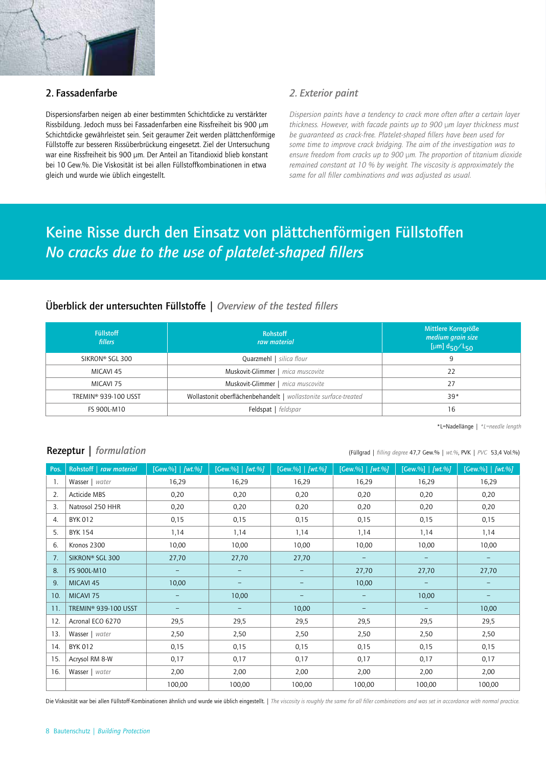## 2. Fassadenfarbe

Dispersionsfarben neigen ab einer bestimmten Schichtdicke zu verstärkter Rissbildung. Jedoch muss bei Fassadenfarben eine Rissfreiheit bis 900 µm Schichtdicke gewährleistet sein. Seit geraumer Zeit werden plättchenförmige Füllstoffe zur besseren Rissüberbrückung eingesetzt. Ziel der Untersuchung war eine Rissfreiheit bis 900 µm. Der Anteil an Titandioxid blieb konstant bei 10 Gew.%. Die Viskosität ist bei allen Füllstoffkombinationen in etwa gleich und wurde wie üblich eingestellt.

## *2. Exterior paint*

*Dispersion paints have a tendency to crack more often after a certain layer thickness. However, with facade paints up to 900 µm layer thickness must be guaranteed as crack-free. Platelet-shaped fillers have been used for some time to improve crack bridging. The aim of the investigation was to ensure freedom from cracks up to 900 µm. The proportion of titanium dioxide remained constant at 10 % by weight. The viscosity is approximately the same for all filler combinations and was adjusted as usual.*

# Keine Risse durch den Einsatz von plättchenförmigen Füllstoffen
# *No cracks due to the use of platelet-shaped fillers*

### Überblick der untersuchten Füllstoffe | *Overview of the tested fillers*

| Füllstoff *fillers* | Rohstoff *raw material* | Mittlere Korngröße *medium grain size* [µm] $d_{50}/L_{50}$ |
|---|---|---|
| SIKRON® SGL 300 | Quarzmehl \| *silica flour* | 9 |
| MICAVI 45 | Muskovit-Glimmer \| *mica muscovite* | 22 |
| MICAVI 75 | Muskovit-Glimmer \| *mica muscovite* | 27 |
| TREMIN® 939-100 USST | Wollastonit oberflächenbehandelt \| *wollastonite surface-treated* | 39* |
| FS 900L-M10 | Feldspat \| *feldspar* | 16 |

*L=Nadellänge | *\*L=needle length*

### Rezeptur | *formulation*

(Füllgrad | *filling degree* 47,7 Gew.% | *wt.%*, PVK | *PVC* 53,4 Vol.%)

| Pos. | Rohstoff \| *raw material* | [Gew.%] \| *[wt.%]* | [Gew.%] \| *[wt.%]* | [Gew.%] \| *[wt.%]* | [Gew.%] \| *[wt.%]* | [Gew.%] \| *[wt.%]* | [Gew.%] \| *[wt.%]* |
|---|---|---|---|---|---|---|---|
| 1. | Wasser \| *water* | 16,29 | 16,29 | 16,29 | 16,29 | 16,29 | 16,29 |
| 2. | Acticide MBS | 0,20 | 0,20 | 0,20 | 0,20 | 0,20 | 0,20 |
| 3. | Natrosol 250 HHR | 0,20 | 0,20 | 0,20 | 0,20 | 0,20 | 0,20 |
| 4. | BYK 012 | 0,15 | 0,15 | 0,15 | 0,15 | 0,15 | 0,15 |
| 5. | BYK 154 | 1,14 | 1,14 | 1,14 | 1,14 | 1,14 | 1,14 |
| 6. | Kronos 2300 | 10,00 | 10,00 | 10,00 | 10,00 | 10,00 | 10,00 |
| 7. | SIKRON® SGL 300 | 27,70 | 27,70 | 27,70 | – | – | – |
| 8. | FS 900L-M10 | – | – | – | 27,70 | 27,70 | 27,70 |
| 9. | MICAVI 45 | 10,00 | – | – | 10,00 | – | – |
| 10. | MICAVI 75 | – | 10,00 | – | – | 10,00 | – |
| 11. | TREMIN® 939-100 USST | – | – | 10,00 | – | – | 10,00 |
| 12. | Acronal ECO 6270 | 29,5 | 29,5 | 29,5 | 29,5 | 29,5 | 29,5 |
| 13. | Wasser \| *water* | 2,50 | 2,50 | 2,50 | 2,50 | 2,50 | 2,50 |
| 14. | BYK 012 | 0,15 | 0,15 | 0,15 | 0,15 | 0,15 | 0,15 |
| 15. | Acrysol RM 8-W | 0,17 | 0,17 | 0,17 | 0,17 | 0,17 | 0,17 |
| 16. | Wasser \| *water* | 2,00 | 2,00 | 2,00 | 2,00 | 2,00 | 2,00 |
| | | 100,00 | 100,00 | 100,00 | 100,00 | 100,00 | 100,00 |

Die Viskosität war bei allen Füllstoff-Kombinationen ähnlich und wurde wie üblich eingestellt. | *The viscosity is roughly the same for all filler combinations and was set in accordance with normal practice.*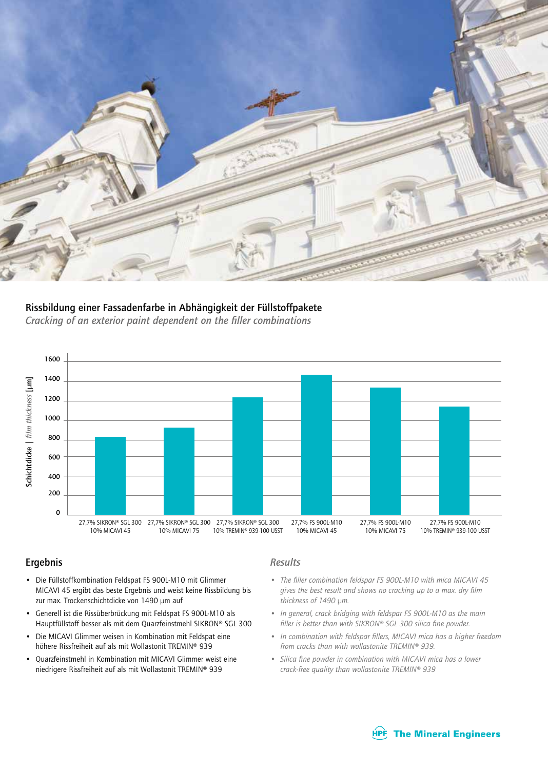## Rissbildung einer Fassadenfarbe in Abhängigkeit der Füllstoffpakete

*Cracking of an exterior paint dependent on the filler combinations*

| Füllstoffkombination | Schichtdicke \| *film thickness* [µm] |
|---|---|
| 27,7% SIKRON® SGL 300 10% MICAVI 45 | ~820 |
| 27,7% SIKRON® SGL 300 10% MICAVI 75 | ~920 |
| 27,7% SIKRON® SGL 300 10% TREMIN® 939-100 USST | ~1230 |
| 27,7% FS 900L-M10 10% MICAVI 45 | ~1490 |
| 27,7% FS 900L-M10 10% MICAVI 75 | ~1340 |
| 27,7% FS 900L-M10 10% TREMIN® 939-100 USST | ~1150 |

## Ergebnis

- Die Füllstoffkombination Feldspat FS 900L-M10 mit Glimmer MICAVI 45 ergibt das beste Ergebnis und weist keine Rissbildung bis zur max. Trockenschichtdicke von 1490 µm auf
- Generell ist die Rissüberbrückung mit Feldspat FS 900L-M10 als Hauptfüllstoff besser als mit dem Quarzfeinstmehl SIKRON® SGL 300
- Die MICAVI Glimmer weisen in Kombination mit Feldspat eine höhere Rissfreiheit auf als mit Wollastonit TREMIN® 939
- Quarzfeinstmehl in Kombination mit MICAVI Glimmer weist eine niedrigere Rissfreiheit auf als mit Wollastonit TREMIN® 939

## *Results*

- *The filler combination feldspar FS 900L-M10 with mica MICAVI 45 gives the best result and shows no cracking up to a max. dry film thickness of 1490 µm.*
- *In general, crack bridging with feldspar FS 900L-M10 as the main filler is better than with SIKRON® SGL 300 silica fine powder.*
- *In combination with feldspar fillers, MICAVI mica has a higher freedom from cracks than with wollastonite TREMIN® 939.*
- *Silica fine powder in combination with MICAVI mica has a lower crack-free quality than wollastonite TREMIN® 939*

HPF The Mineral Engineers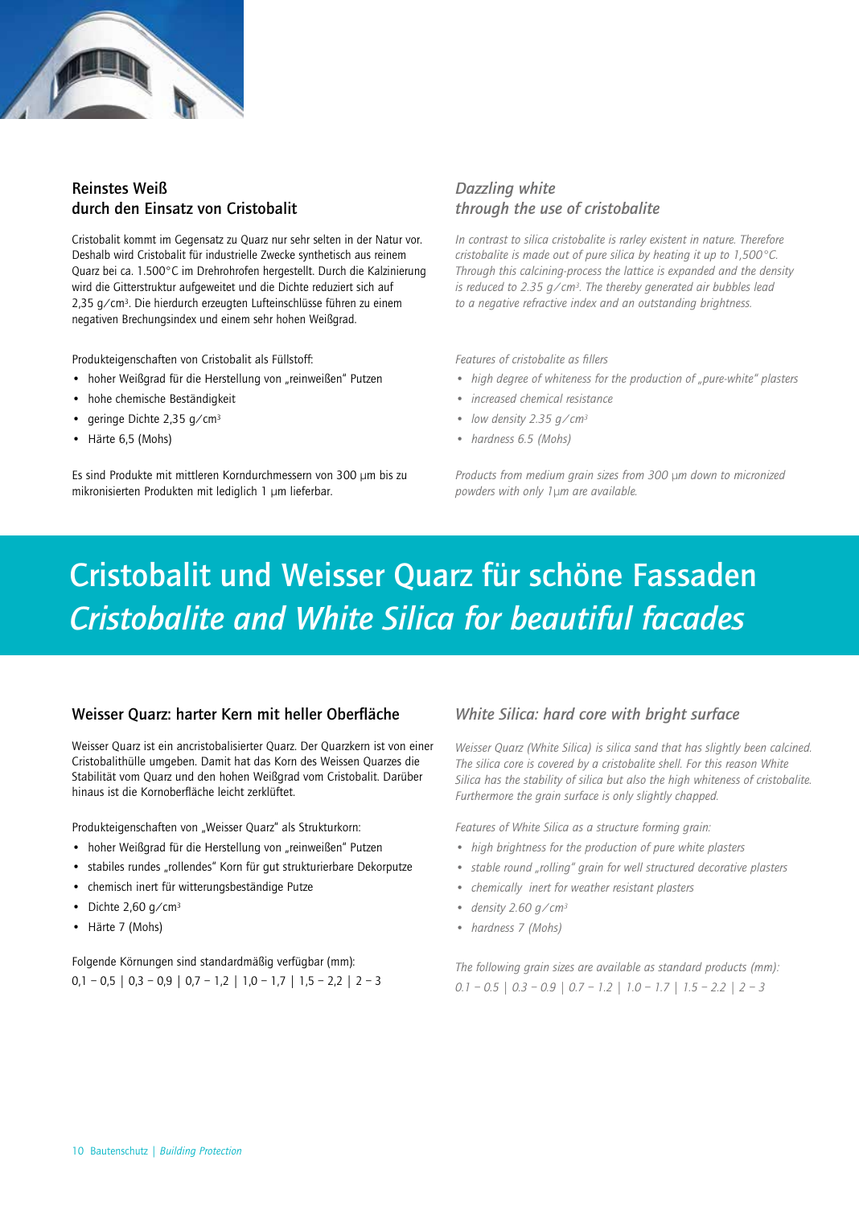## Reinstes Weiß durch den Einsatz von Cristobalit

Cristobalit kommt im Gegensatz zu Quarz nur sehr selten in der Natur vor. Deshalb wird Cristobalit für industrielle Zwecke synthetisch aus reinem Quarz bei ca. 1.500°C im Drehrohrofen hergestellt. Durch die Kalzinierung wird die Gitterstruktur aufgeweitet und die Dichte reduziert sich auf 2,35 g/cm³. Die hierdurch erzeugten Lufteinschlüsse führen zu einem negativen Brechungsindex und einem sehr hohen Weißgrad.

Produkteigenschaften von Cristobalit als Füllstoff:

- hoher Weißgrad für die Herstellung von „reinweißen" Putzen
- hohe chemische Beständigkeit
- geringe Dichte 2,35 g/cm³
- Härte 6,5 (Mohs)

Es sind Produkte mit mittleren Korndurchmessern von 300 µm bis zu mikronisierten Produkten mit lediglich 1 µm lieferbar.

## *Dazzling white through the use of cristobalite*

*In contrast to silica cristobalite is rarley existent in nature. Therefore cristobalite is made out of pure silica by heating it up to 1,500°C. Through this calcining-process the lattice is expanded and the density is reduced to 2.35 g/cm³. The thereby generated air bubbles lead to a negative refractive index and an outstanding brightness.*

*Features of cristobalite as fillers*

- *high degree of whiteness for the production of „pure-white" plasters*
- *increased chemical resistance*
- *low density 2.35 g/cm³*
- *hardness 6.5 (Mohs)*

*Products from medium grain sizes from 300 µm down to micronized powders with only 1µm are available.*

# Cristobalit und Weisser Quarz für schöne Fassaden
# *Cristobalite and White Silica for beautiful facades*

## Weisser Quarz: harter Kern mit heller Oberfläche

Weisser Quarz ist ein ancristobalisierter Quarz. Der Quarzkern ist von einer Cristobalithülle umgeben. Damit hat das Korn des Weissen Quarzes die Stabilität vom Quarz und den hohen Weißgrad vom Cristobalit. Darüber hinaus ist die Kornoberfläche leicht zerklüftet.

Produkteigenschaften von „Weisser Quarz" als Strukturkorn:

- hoher Weißgrad für die Herstellung von „reinweißen" Putzen
- stabiles rundes „rollendes" Korn für gut strukturierbare Dekorputze
- chemisch inert für witterungsbeständige Putze
- Dichte 2,60 g/cm³
- Härte 7 (Mohs)

Folgende Körnungen sind standardmäßig verfügbar (mm):
0,1 – 0,5 | 0,3 – 0,9 | 0,7 – 1,2 | 1,0 – 1,7 | 1,5 – 2,2 | 2 – 3

## *White Silica: hard core with bright surface*

*Weisser Quarz (White Silica) is silica sand that has slightly been calcined. The silica core is covered by a cristobalite shell. For this reason White Silica has the stability of silica but also the high whiteness of cristobalite. Furthermore the grain surface is only slightly chapped.*

*Features of White Silica as a structure forming grain:*

- *high brightness for the production of pure white plasters*
- *stable round „rolling" grain for well structured decorative plasters*
- *chemically inert for weather resistant plasters*
- *density 2.60 g/cm³*
- *hardness 7 (Mohs)*

*The following grain sizes are available as standard products (mm):*
*0.1 – 0.5 | 0.3 – 0.9 | 0.7 – 1.2 | 1.0 – 1.7 | 1.5 – 2.2 | 2 – 3*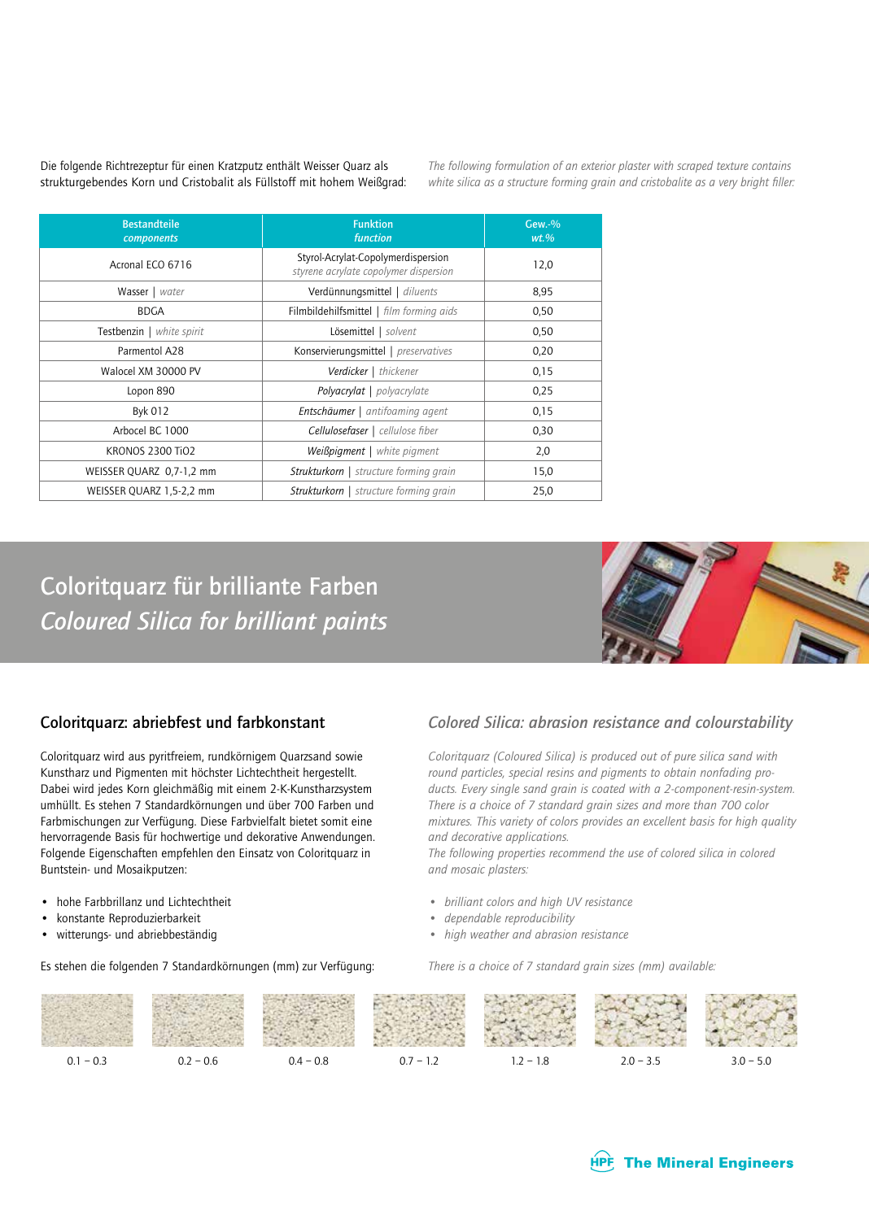Die folgende Richtrezeptur für einen Kratzputz enthält Weisser Quarz als strukturgebendes Korn und Cristobalit als Füllstoff mit hohem Weißgrad:

*The following formulation of an exterior plaster with scraped texture contains white silica as a structure forming grain and cristobalite as a very bright filler:*

| Bestandteile *components* | Funktion *function* | Gew.-% *wt.%* |
|---|---|---|
| Acronal ECO 6716 | Styrol-Acrylat-Copolymerdispersion *styrene acrylate copolymer dispersion* | 12,0 |
| Wasser \| *water* | Verdünnungsmittel \| *diluents* | 8,95 |
| BDGA | Filmbildehilfsmittel \| *film forming aids* | 0,50 |
| Testbenzin \| *white spirit* | Lösemittel \| *solvent* | 0,50 |
| Parmentol A28 | Konservierungsmittel \| *preservatives* | 0,20 |
| Walocel XM 30000 PV | *Verdicker* \| *thickener* | 0,15 |
| Lopon 890 | *Polyacrylat* \| *polyacrylate* | 0,25 |
| Byk 012 | *Entschäumer* \| *antifoaming agent* | 0,15 |
| Arbocel BC 1000 | *Cellulosefaser* \| *cellulose fiber* | 0,30 |
| KRONOS 2300 $TiO_2$ | *Weißpigment* \| *white pigment* | 2,0 |
| WEISSER QUARZ 0,7-1,2 mm | *Strukturkorn* \| *structure forming grain* | 15,0 |
| WEISSER QUARZ 1,5-2,2 mm | *Strukturkorn* \| *structure forming grain* | 25,0 |

# Coloritquarz für brilliante Farben
# *Coloured Silica for brilliant paints*

## Coloritquarz: abriebfest und farbkonstant

Coloritquarz wird aus pyritfreiem, rundkörnigem Quarzsand sowie Kunstharz und Pigmenten mit höchster Lichtechtheit hergestellt. Dabei wird jedes Korn gleichmäßig mit einem 2-K-Kunstharzsystem umhüllt. Es stehen 7 Standardkörnungen und über 700 Farben und Farbmischungen zur Verfügung. Diese Farbvielfalt bietet somit eine hervorragende Basis für hochwertige und dekorative Anwendungen. Folgende Eigenschaften empfehlen den Einsatz von Coloritquarz in Buntstein- und Mosaikputzen:

- hohe Farbbrillanz und Lichtechtheit
- konstante Reproduzierbarkeit
- witterungs- und abriebbeständig

Es stehen die folgenden 7 Standardkörnungen (mm) zur Verfügung:

## *Colored Silica: abrasion resistance and colourstability*

*Coloritquarz (Coloured Silica) is produced out of pure silica sand with round particles, special resins and pigments to obtain nonfading products. Every single sand grain is coated with a 2-component-resin-system. There is a choice of 7 standard grain sizes and more than 700 color mixtures. This variety of colors provides an excellent basis for high quality and decorative applications.*
*The following properties recommend the use of colored silica in colored and mosaic plasters:*

- *brilliant colors and high UV resistance*
- *dependable reproducibility*
- *high weather and abrasion resistance*

*There is a choice of 7 standard grain sizes (mm) available:*

0.1 – 0.3 | 0.2 – 0.6 | 0.4 – 0.8 | 0.7 – 1.2 | 1.2 – 1.8 | 2.0 – 3.5 | 3.0 – 5.0

HPF The Mineral Engineers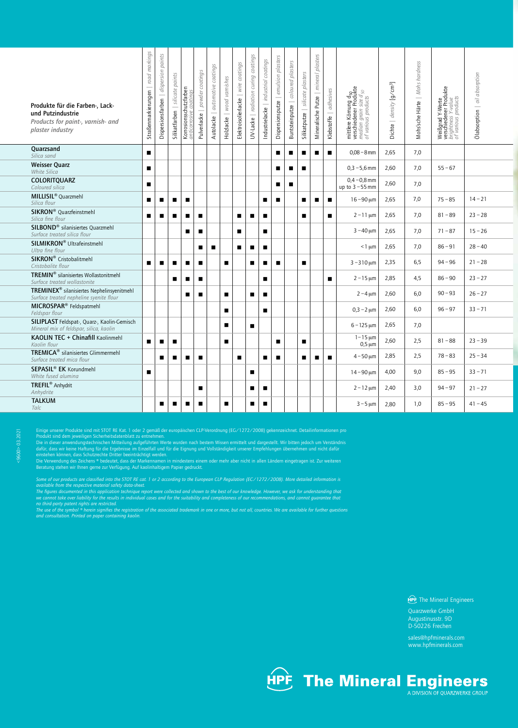| Produkte für die Farben-, Lack- und Putzindustrie *Products for paint-, varnish- and plaster industry* | Straßenmarkierungen \| *road markings* | Dispersionsfarben \| *dispersion paints* | Silikatfarben \| *silicate paints* | Korrosionsschutzfarben \| *anticorrosive coatings* | Pulverlacke \| *powder coatings* | Autolacke \| *automotive coatings* | Holzlacke \| *wood varnishes* | Elektroisolierlacke \| *wire coatings* | UV-Lacke \| *radiation curing coatings* | Industrielacke \| *industrial coatings* | Dispersionsputze \| *emulsion plasters* | Buntsteinputze \| *coloured plasters* | Silikatputze \| *silicate plasters* | Mineralische Putze \| *mineral plasters* | Klebstoffe \| *adhesives* | mittlere Körnung $d_{50}$ verschiedener Produkte *median grain size $d_{50}$ of various products* | Dichte \| *density* [g/cm³] | Mohs'sche Härte \| *Mohs hardness* | Weißgrad Y-Werte verschiedener Produkte *brightness Y-value of various products* | Ölabsorption \| *oil absorption* |
|---|---|---|---|---|---|---|---|---|---|---|---|---|---|---|---|---|---|---|---|---|
| **Quarzsand** *Silica sand* | ■ | | | | | | | | | | ■ | ■ | ■ | ■ | ■ | 0,08 – 8 mm | 2,65 | 7,0 | | |
| **Weisser Quarz** *White Silica* | ■ | | | | | | | | | | ■ | ■ | ■ | | | 0,3 – 5,6 mm | 2,60 | 7,0 | 55 – 67 | |
| **COLORITQUARZ** *Coloured silica* | ■ | | | | | | | | | | ■ | ■ | | | | 0,4 – 0,8 mm up to 3 – 55 mm | 2,60 | 7,0 | | |
| **MILLISIL® Quarzmehl** *Silica flour* | ■ | ■ | ■ | ■ | | | | | | ■ | ■ | | ■ | ■ | ■ | 16 – 90 µm | 2,65 | 7,0 | 75 – 85 | 14 – 21 |
| **SIKRON®** Quarzfeinstmehl *Silica fine flour* | ■ | ■ | ■ | ■ | ■ | | | ■ | ■ | ■ | | | ■ | | ■ | 2 – 11 µm | 2,65 | 7,0 | 81 – 89 | 23 – 28 |
| **SILBOND®** silanisiertes Quarzmehl *Surface treated silica flour* | | | | ■ | ■ | | | ■ | | ■ | | | | | | 3 – 40 µm | 2,65 | 7,0 | 71 – 87 | 15 – 26 |
| **SILMIKRON®** Ultrafeinstmehl *Ultra fine flour* | | | | | ■ | ■ | | ■ | ■ | ■ | | | | | | < 1 µm | 2,65 | 7,0 | 86 – 91 | 28 – 40 |
| **SIKRON®** Cristobalitmehl *Cristobalite flour* | ■ | ■ | ■ | ■ | ■ | | ■ | | ■ | ■ | ■ | | ■ | | | 3 – 310 µm | 2,35 | 6,5 | 94 – 96 | 21 – 28 |
| **TREMIN®** silanisiertes Wollastonitmehl *Surface treated wollastonite* | | | ■ | ■ | ■ | | | | | ■ | | | | | ■ | 2 – 15 µm | 2,85 | 4,5 | 86 – 90 | 23 – 27 |
| **TREMINEX®** silanisiertes Nephelinsyenitmehl *Surface treated nepheline syenite flour* | | | | ■ | ■ | | ■ | | ■ | ■ | | | | | | 2 – 4 µm | 2,60 | 6,0 | 90 – 93 | 26 – 27 |
| **MICROSPAR®** Feldspatmehl *Feldspar flour* | | | | | | | ■ | | | ■ | | | | | | 0,3 – 2 µm | 2,60 | 6,0 | 96 – 97 | 33 – 71 |
| **SILIPLAST** Feldspat-, Quarz-, Kaolin-Gemisch *Mineral mix of feldspar, silica, kaolin* | | | | | | | ■ | | ■ | | | | | | | 6 – 125 µm | 2,65 | 7,0 | | |
| **KAOLIN TEC + Chinafill** Kaolinmehl *Kaolin flour* | ■ | ■ | ■ | | | | ■ | | | | ■ | | ■ | | | 1 – 15 µm 0,5 µm | 2,60 | 2,5 | 81 – 88 | 23 – 39 |
| **TREMICA®** silanisiertes Glimmermehl *Surface treated mica flour* | | ■ | ■ | ■ | ■ | | | ■ | | ■ | ■ | | ■ | ■ | ■ | 4 – 50 µm | 2,85 | 2,5 | 78 – 83 | 25 – 34 |
| **SEPASIL® EK** Korundmehl *White fused alumina* | ■ | | | | | | | | ■ | | | | | | | 14 – 90 µm | 4,00 | 9,0 | 85 – 95 | 33 – 71 |
| **TREFIL®** Anhydrit *Anhydrite* | | | | | ■ | | | | ■ | ■ | | | | | | 2 – 12 µm | 2,40 | 3,0 | 94 – 97 | 21 – 27 |
| **TALKUM** *Talc* | | ■ | ■ | ■ | ■ | | ■ | | ■ | ■ | | | | | | 3 – 5 µm | 2,80 | 1,0 | 85 – 95 | 41 – 45 |

Einige unserer Produkte sind mit STOT RE Kat. 1 oder 2 gemäß der europäischen CLP-Verordnung (EG/1272/2008) gekennzeichnet. Detailinformationen pro Produkt sind dem jeweiligen Sicherheitsdatenblatt zu entnehmen.
Die in dieser anwendungstechnischen Mitteilung aufgeführten Werte wurden nach bestem Wissen ermittelt und dargestellt. Wir bitten jedoch um Verständnis dafür, dass wir keine Haftung für die Ergebnisse im Einzelfall und für die Eignung und Vollständigkeit unserer Empfehlungen übernehmen und nicht dafür einstehen können, dass Schutzrechte Dritter beeinträchtigt werden.
Die Verwendung des Zeichens ® bedeutet, dass der Markennamen in mindestens einem oder mehr aber nicht in allen Ländern eingetragen ist. Zur weiteren Beratung stehen wir Ihnen gerne zur Verfügung. Auf kaolinhaltigem Papier gedruckt.

*Some of our products are classified into the STOT RE cat. 1 or 2 according to the European CLP Regulation (EC/1272/2008). More detailed information is available from the respective material safety data-sheet.*
*The figures documented in this application technique report were collected and shown to the best of our knowledge. However, we ask for understanding that we cannot take over liability for the results in individual cases and for the suitability and completeness of our recommendations, and cannot guarantee that no third-party patent rights are restricted.*
*The use of the symbol ® herein signifies the registration of the associated trademark in one or more, but not all, countries. We are available for further questions and consultation. Printed on paper containing kaolin.*

<9600> 03.2021

HPF The Mineral Engineers

Quarzwerke GmbH
Augustinusstr. 9D
D-50226 Frechen

sales@hpfminerals.com
www.hpfminerals.com

**HPF The Mineral Engineers**
A DIVISION OF QUARZWERKE GROUP